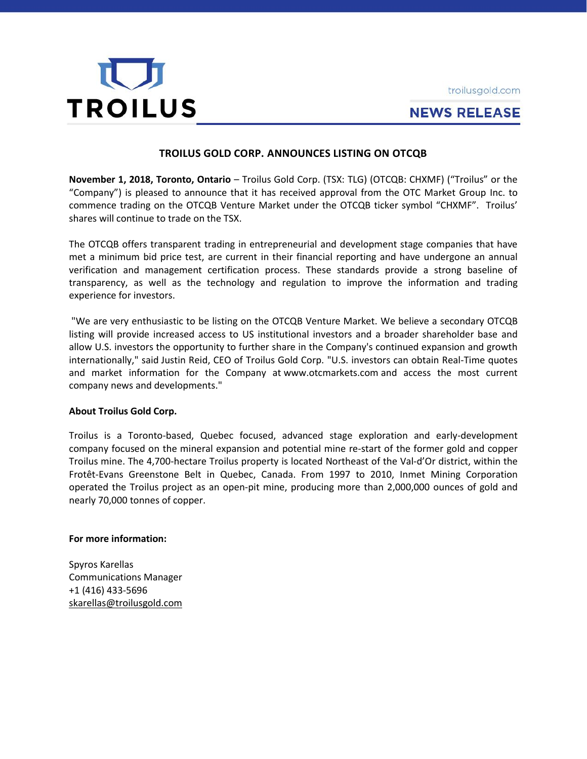TROILUS

troilusgold.com

**NEWS RELEASE**

# TROILUS GOLD CORP. ANNOUNCES LISTING ON OTCQB

**November 1, 2018, Toronto, Ontario** – Troilus Gold Corp. (TSX: TLG) (OTCQB: CHXMF) ("Troilus" or the "Company") is pleased to announce that it has received approval from the OTC Market Group Inc. to commence trading on the OTCQB Venture Market under the OTCQB ticker symbol "CHXMF". Troilus' shares will continue to trade on the TSX.

The OTCQB offers transparent trading in entrepreneurial and development stage companies that have met a minimum bid price test, are current in their financial reporting and have undergone an annual verification and management certification process. These standards provide a strong baseline of transparency, as well as the technology and regulation to improve the information and trading experience for investors.

"We are very enthusiastic to be listing on the OTCQB Venture Market. We believe a secondary OTCQB listing will provide increased access to US institutional investors and a broader shareholder base and allow U.S. investors the opportunity to further share in the Company's continued expansion and growth internationally," said Justin Reid, CEO of Troilus Gold Corp. "U.S. investors can obtain Real-Time quotes and market information for the Company at www.otcmarkets.com and access the most current company news and developments."

**About Troilus Gold Corp.**

Troilus is a Toronto-based, Quebec focused, advanced stage exploration and early-development company focused on the mineral expansion and potential mine re-start of the former gold and copper Troilus mine. The 4,700-hectare Troilus property is located Northeast of the Val-d'Or district, within the Frotêt-Evans Greenstone Belt in Quebec, Canada. From 1997 to 2010, Inmet Mining Corporation operated the Troilus project as an open-pit mine, producing more than 2,000,000 ounces of gold and nearly 70,000 tonnes of copper.

**For more information:**

Spyros Karellas
Communications Manager
+1 (416) 433-5696
skarellas@troilusgold.com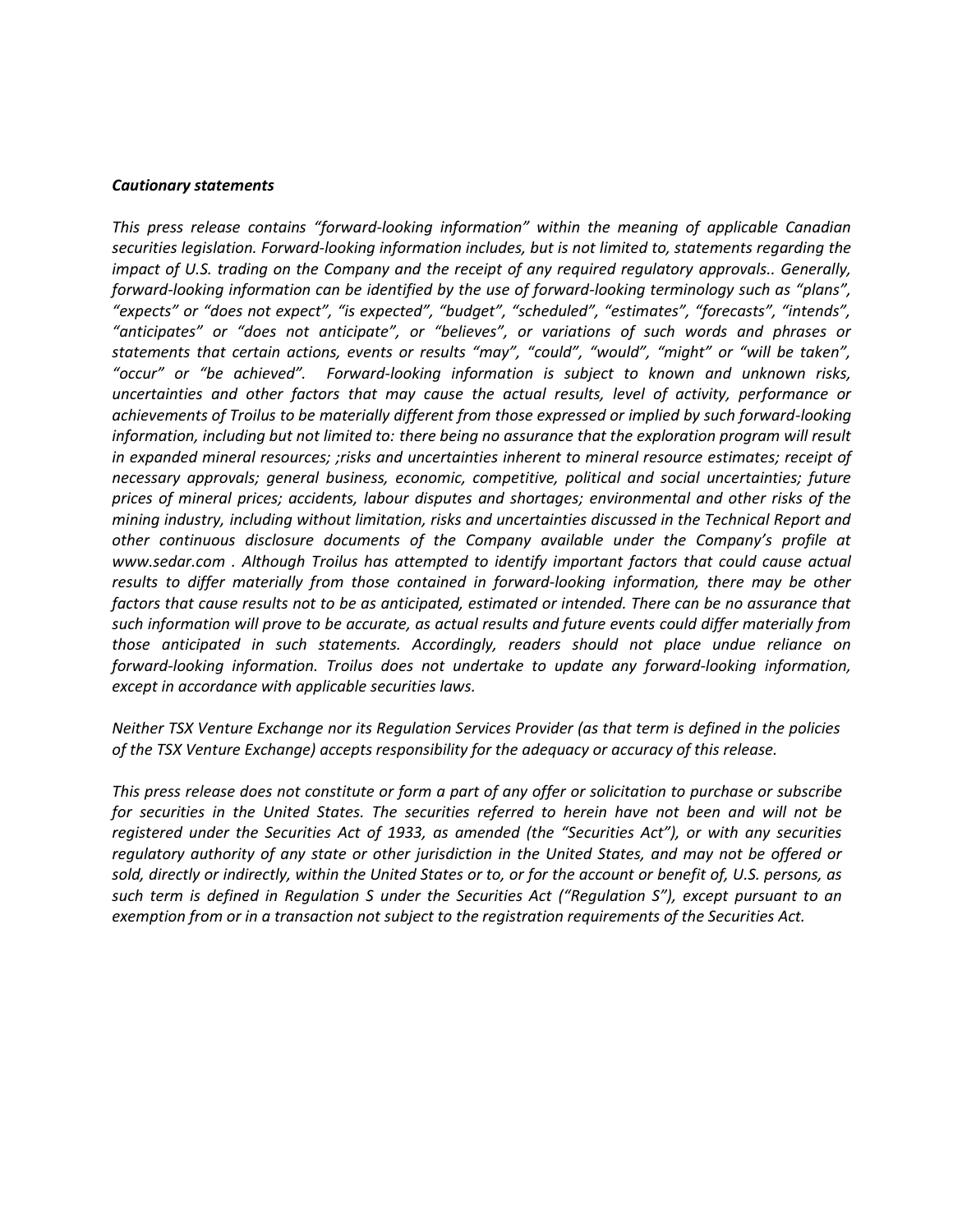***Cautionary statements***

*This press release contains "forward-looking information" within the meaning of applicable Canadian securities legislation. Forward-looking information includes, but is not limited to, statements regarding the impact of U.S. trading on the Company and the receipt of any required regulatory approvals.. Generally, forward-looking information can be identified by the use of forward-looking terminology such as "plans", "expects" or "does not expect", "is expected", "budget", "scheduled", "estimates", "forecasts", "intends", "anticipates" or "does not anticipate", or "believes", or variations of such words and phrases or statements that certain actions, events or results "may", "could", "would", "might" or "will be taken", "occur" or "be achieved". Forward-looking information is subject to known and unknown risks, uncertainties and other factors that may cause the actual results, level of activity, performance or achievements of Troilus to be materially different from those expressed or implied by such forward-looking information, including but not limited to: there being no assurance that the exploration program will result in expanded mineral resources; ;risks and uncertainties inherent to mineral resource estimates; receipt of necessary approvals; general business, economic, competitive, political and social uncertainties; future prices of mineral prices; accidents, labour disputes and shortages; environmental and other risks of the mining industry, including without limitation, risks and uncertainties discussed in the Technical Report and other continuous disclosure documents of the Company available under the Company's profile at www.sedar.com . Although Troilus has attempted to identify important factors that could cause actual results to differ materially from those contained in forward-looking information, there may be other factors that cause results not to be as anticipated, estimated or intended. There can be no assurance that such information will prove to be accurate, as actual results and future events could differ materially from those anticipated in such statements. Accordingly, readers should not place undue reliance on forward-looking information. Troilus does not undertake to update any forward-looking information, except in accordance with applicable securities laws.*

*Neither TSX Venture Exchange nor its Regulation Services Provider (as that term is defined in the policies of the TSX Venture Exchange) accepts responsibility for the adequacy or accuracy of this release.*

*This press release does not constitute or form a part of any offer or solicitation to purchase or subscribe for securities in the United States. The securities referred to herein have not been and will not be registered under the Securities Act of 1933, as amended (the "Securities Act"), or with any securities regulatory authority of any state or other jurisdiction in the United States, and may not be offered or sold, directly or indirectly, within the United States or to, or for the account or benefit of, U.S. persons, as such term is defined in Regulation S under the Securities Act ("Regulation S"), except pursuant to an exemption from or in a transaction not subject to the registration requirements of the Securities Act.*